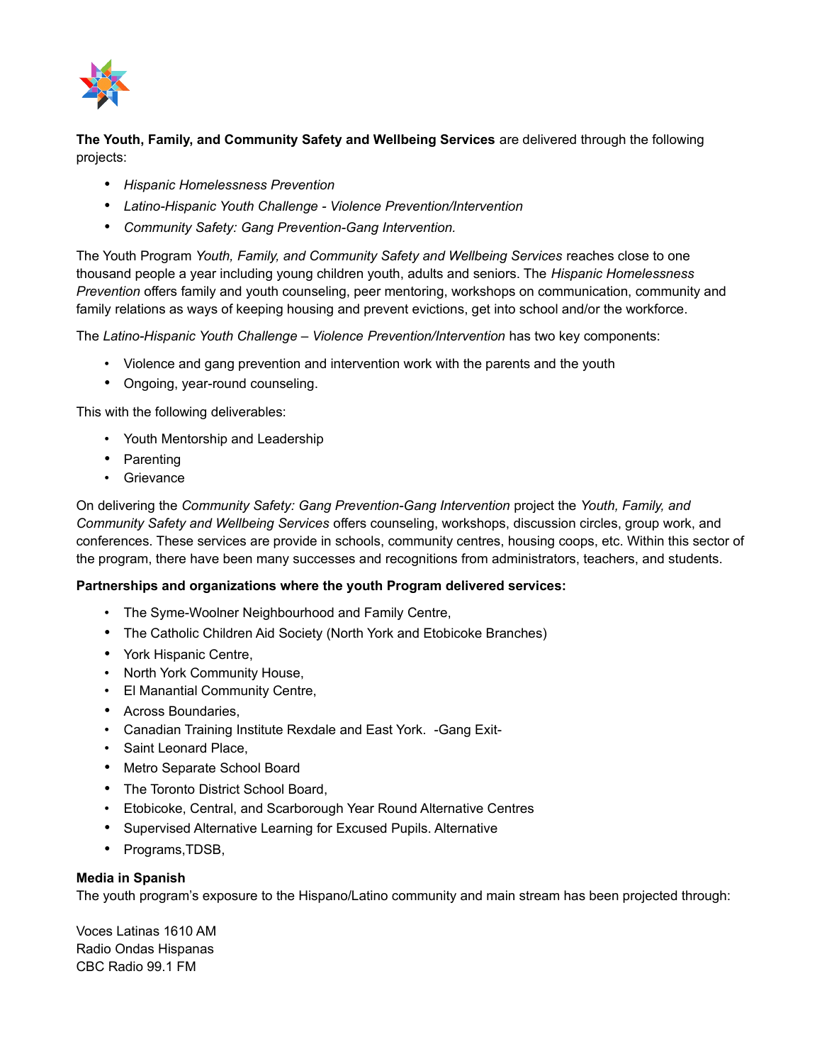**The Youth, Family, and Community Safety and Wellbeing Services** are delivered through the following projects:

- *Hispanic Homelessness Prevention*
- *Latino-Hispanic Youth Challenge - Violence Prevention/Intervention*
- *Community Safety: Gang Prevention-Gang Intervention.*

The Youth Program *Youth, Family, and Community Safety and Wellbeing Services* reaches close to one thousand people a year including young children youth, adults and seniors. The *Hispanic Homelessness Prevention* offers family and youth counseling, peer mentoring, workshops on communication, community and family relations as ways of keeping housing and prevent evictions, get into school and/or the workforce.

The *Latino-Hispanic Youth Challenge – Violence Prevention/Intervention* has two key components:

- Violence and gang prevention and intervention work with the parents and the youth
- Ongoing, year-round counseling.

This with the following deliverables:

- Youth Mentorship and Leadership
- Parenting
- Grievance

On delivering the *Community Safety: Gang Prevention-Gang Intervention* project the *Youth, Family, and Community Safety and Wellbeing Services* offers counseling, workshops, discussion circles, group work, and conferences. These services are provide in schools, community centres, housing coops, etc. Within this sector of the program, there have been many successes and recognitions from administrators, teachers, and students.

**Partnerships and organizations where the youth Program delivered services:**

- The Syme-Woolner Neighbourhood and Family Centre,
- The Catholic Children Aid Society (North York and Etobicoke Branches)
- York Hispanic Centre,
- North York Community House,
- El Manantial Community Centre,
- Across Boundaries,
- Canadian Training Institute Rexdale and East York. -Gang Exit-
- Saint Leonard Place,
- Metro Separate School Board
- The Toronto District School Board,
- Etobicoke, Central, and Scarborough Year Round Alternative Centres
- Supervised Alternative Learning for Excused Pupils. Alternative
- Programs,TDSB,

**Media in Spanish**

The youth program's exposure to the Hispano/Latino community and main stream has been projected through:

Voces Latinas 1610 AM
Radio Ondas Hispanas
CBC Radio 99.1 FM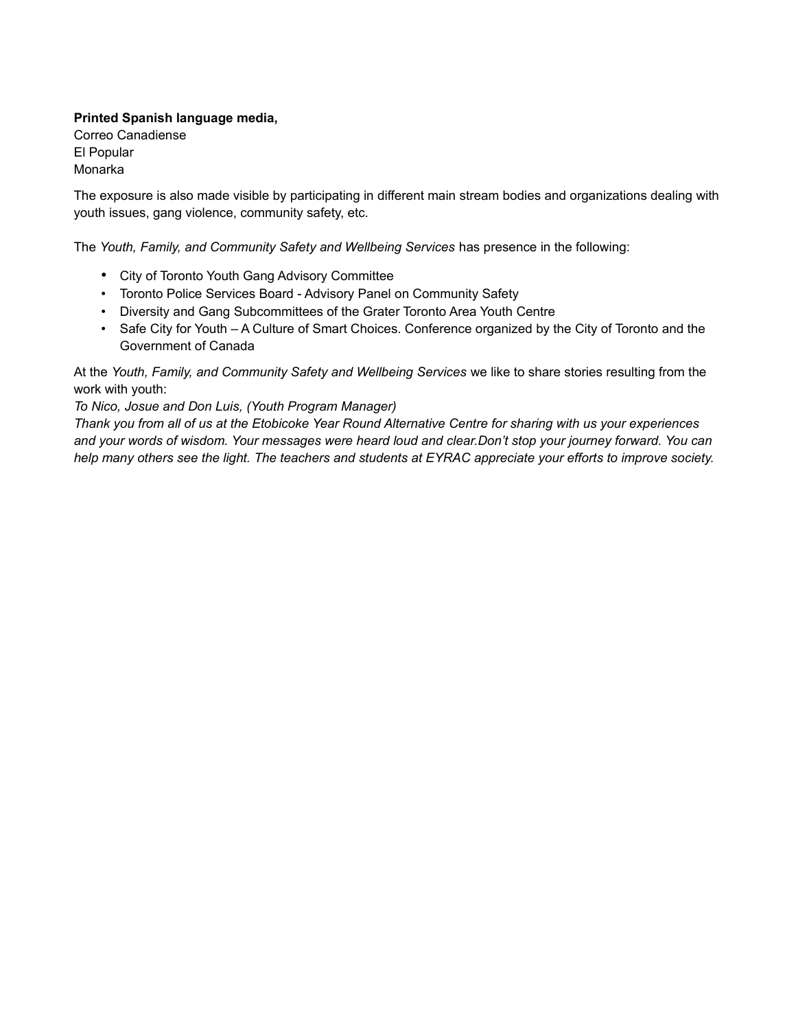**Printed Spanish language media,**
Correo Canadiense
El Popular
Monarka

The exposure is also made visible by participating in different main stream bodies and organizations dealing with youth issues, gang violence, community safety, etc.

The *Youth, Family, and Community Safety and Wellbeing Services* has presence in the following:

- City of Toronto Youth Gang Advisory Committee
- Toronto Police Services Board - Advisory Panel on Community Safety
- Diversity and Gang Subcommittees of the Grater Toronto Area Youth Centre
- Safe City for Youth – A Culture of Smart Choices. Conference organized by the City of Toronto and the Government of Canada

At the *Youth, Family, and Community Safety and Wellbeing Services* we like to share stories resulting from the work with youth:
*To Nico, Josue and Don Luis, (Youth Program Manager)*
*Thank you from all of us at the Etobicoke Year Round Alternative Centre for sharing with us your experiences and your words of wisdom. Your messages were heard loud and clear.Don't stop your journey forward. You can help many others see the light. The teachers and students at EYRAC appreciate your efforts to improve society.*